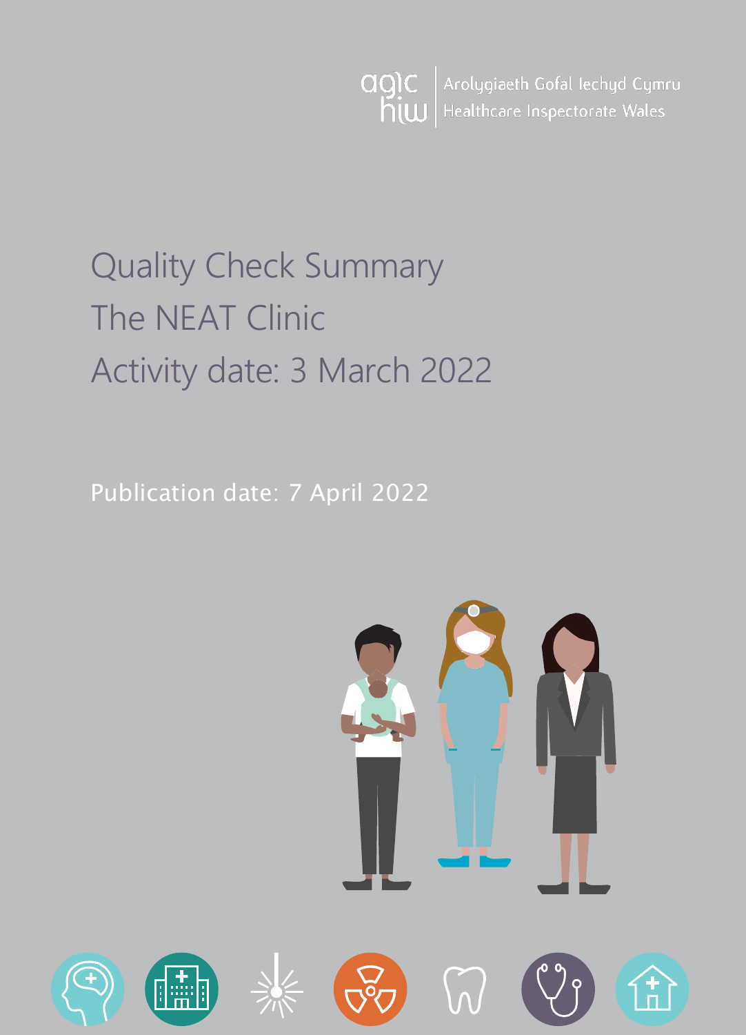Arolygiaeth Gofal Iechyd Cymru
Healthcare Inspectorate Wales

# Quality Check Summary
# The NEAT Clinic
# Activity date: 3 March 2022

Publication date: 7 April 2022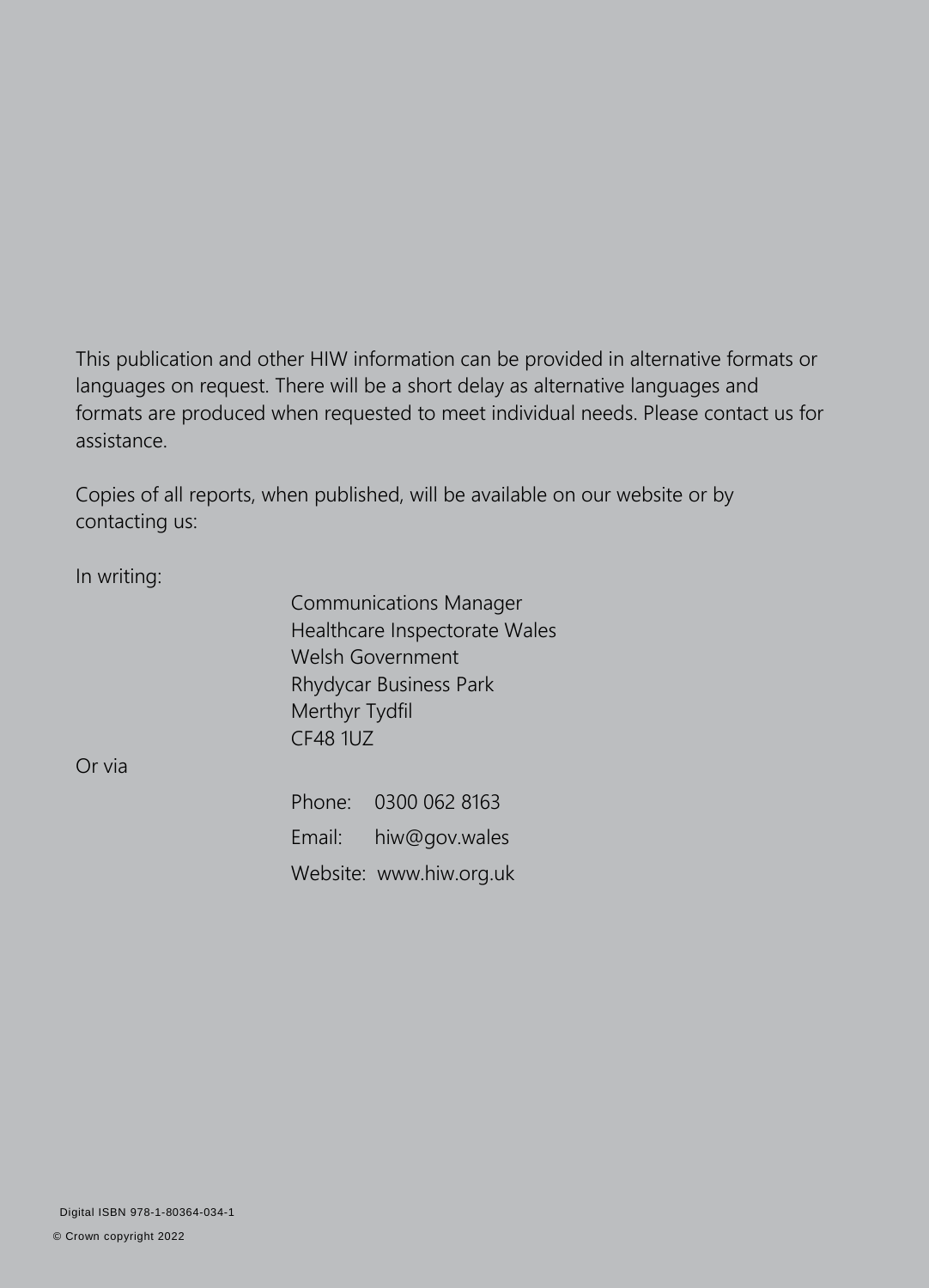This publication and other HIW information can be provided in alternative formats or languages on request. There will be a short delay as alternative languages and formats are produced when requested to meet individual needs. Please contact us for assistance.

Copies of all reports, when published, will be available on our website or by contacting us:

In writing:

Communications Manager
Healthcare Inspectorate Wales
Welsh Government
Rhydycar Business Park
Merthyr Tydfil
CF48 1UZ

Or via

Phone: 0300 062 8163
Email: hiw@gov.wales
Website: www.hiw.org.uk

Digital ISBN 978-1-80364-034-1

© Crown copyright 2022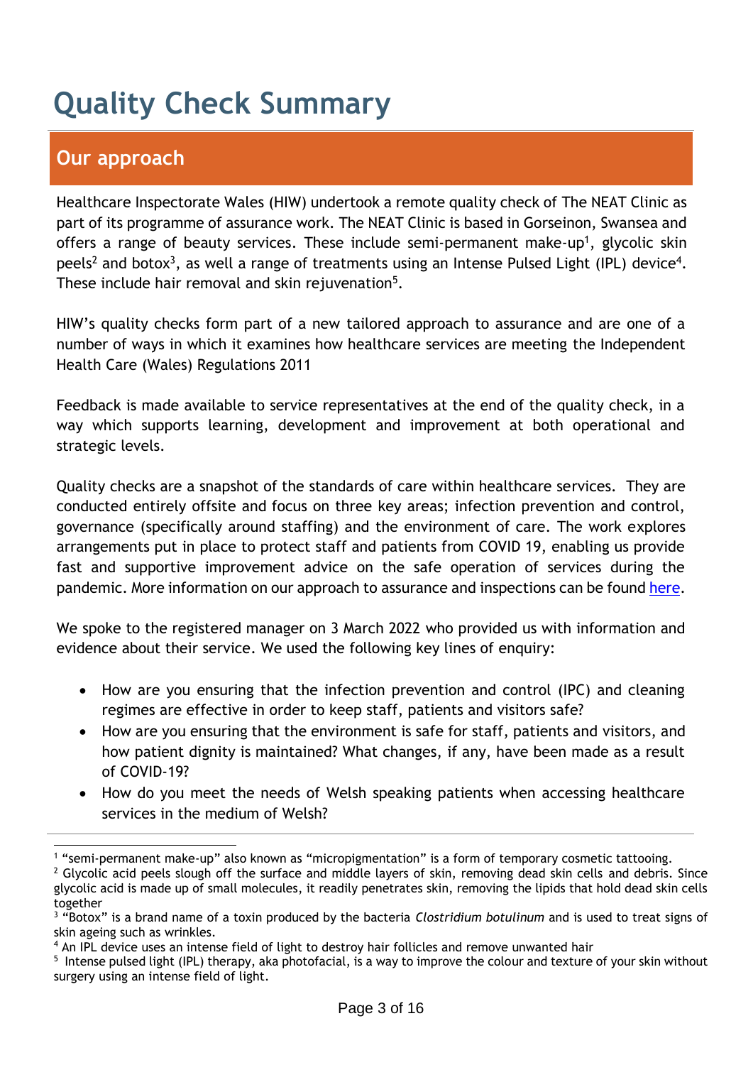# Quality Check Summary

## Our approach

Healthcare Inspectorate Wales (HIW) undertook a remote quality check of The NEAT Clinic as part of its programme of assurance work. The NEAT Clinic is based in Gorseinon, Swansea and offers a range of beauty services. These include semi-permanent make-up[1], glycolic skin peels[2] and botox[3], as well a range of treatments using an Intense Pulsed Light (IPL) device[4]. These include hair removal and skin rejuvenation[5].

HIW's quality checks form part of a new tailored approach to assurance and are one of a number of ways in which it examines how healthcare services are meeting the Independent Health Care (Wales) Regulations 2011

Feedback is made available to service representatives at the end of the quality check, in a way which supports learning, development and improvement at both operational and strategic levels.

Quality checks are a snapshot of the standards of care within healthcare services. They are conducted entirely offsite and focus on three key areas; infection prevention and control, governance (specifically around staffing) and the environment of care. The work explores arrangements put in place to protect staff and patients from COVID 19, enabling us provide fast and supportive improvement advice on the safe operation of services during the pandemic. More information on our approach to assurance and inspections can be found here.

We spoke to the registered manager on 3 March 2022 who provided us with information and evidence about their service. We used the following key lines of enquiry:

- How are you ensuring that the infection prevention and control (IPC) and cleaning regimes are effective in order to keep staff, patients and visitors safe?
- How are you ensuring that the environment is safe for staff, patients and visitors, and how patient dignity is maintained? What changes, if any, have been made as a result of COVID-19?
- How do you meet the needs of Welsh speaking patients when accessing healthcare services in the medium of Welsh?

---

[1] "semi-permanent make-up" also known as "micropigmentation" is a form of temporary cosmetic tattooing.

[2] Glycolic acid peels slough off the surface and middle layers of skin, removing dead skin cells and debris. Since glycolic acid is made up of small molecules, it readily penetrates skin, removing the lipids that hold dead skin cells together

[3] "Botox" is a brand name of a toxin produced by the bacteria *Clostridium botulinum* and is used to treat signs of skin ageing such as wrinkles.

[4] An IPL device uses an intense field of light to destroy hair follicles and remove unwanted hair

[5] Intense pulsed light (IPL) therapy, aka photofacial, is a way to improve the colour and texture of your skin without surgery using an intense field of light.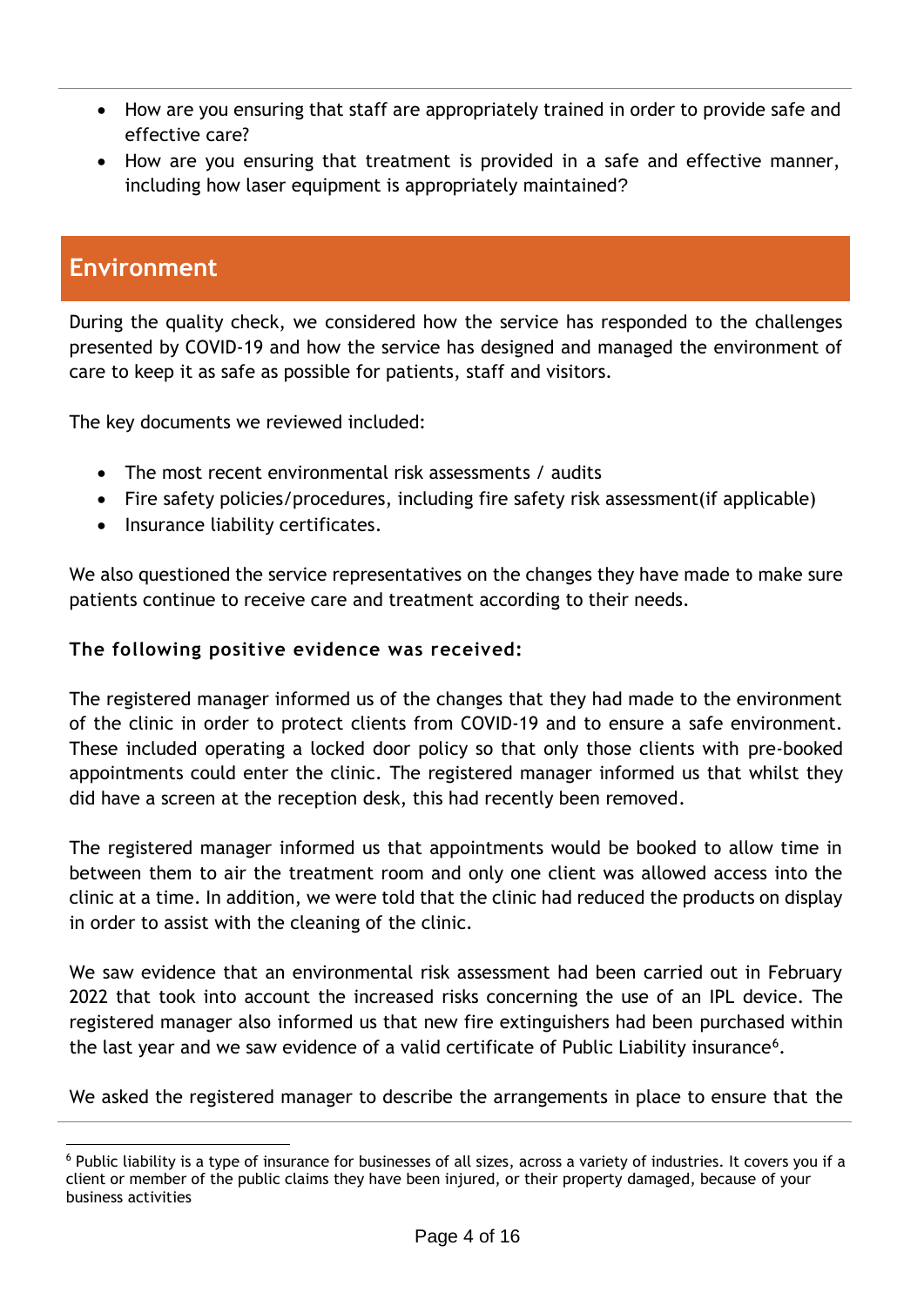- How are you ensuring that staff are appropriately trained in order to provide safe and effective care?
- How are you ensuring that treatment is provided in a safe and effective manner, including how laser equipment is appropriately maintained?

## Environment

During the quality check, we considered how the service has responded to the challenges presented by COVID-19 and how the service has designed and managed the environment of care to keep it as safe as possible for patients, staff and visitors.

The key documents we reviewed included:

- The most recent environmental risk assessments / audits
- Fire safety policies/procedures, including fire safety risk assessment(if applicable)
- Insurance liability certificates.

We also questioned the service representatives on the changes they have made to make sure patients continue to receive care and treatment according to their needs.

**The following positive evidence was received:**

The registered manager informed us of the changes that they had made to the environment of the clinic in order to protect clients from COVID-19 and to ensure a safe environment. These included operating a locked door policy so that only those clients with pre-booked appointments could enter the clinic. The registered manager informed us that whilst they did have a screen at the reception desk, this had recently been removed.

The registered manager informed us that appointments would be booked to allow time in between them to air the treatment room and only one client was allowed access into the clinic at a time. In addition, we were told that the clinic had reduced the products on display in order to assist with the cleaning of the clinic.

We saw evidence that an environmental risk assessment had been carried out in February 2022 that took into account the increased risks concerning the use of an IPL device. The registered manager also informed us that new fire extinguishers had been purchased within the last year and we saw evidence of a valid certificate of Public Liability insurance[6].

We asked the registered manager to describe the arrangements in place to ensure that the

[6] Public liability is a type of insurance for businesses of all sizes, across a variety of industries. It covers you if a client or member of the public claims they have been injured, or their property damaged, because of your business activities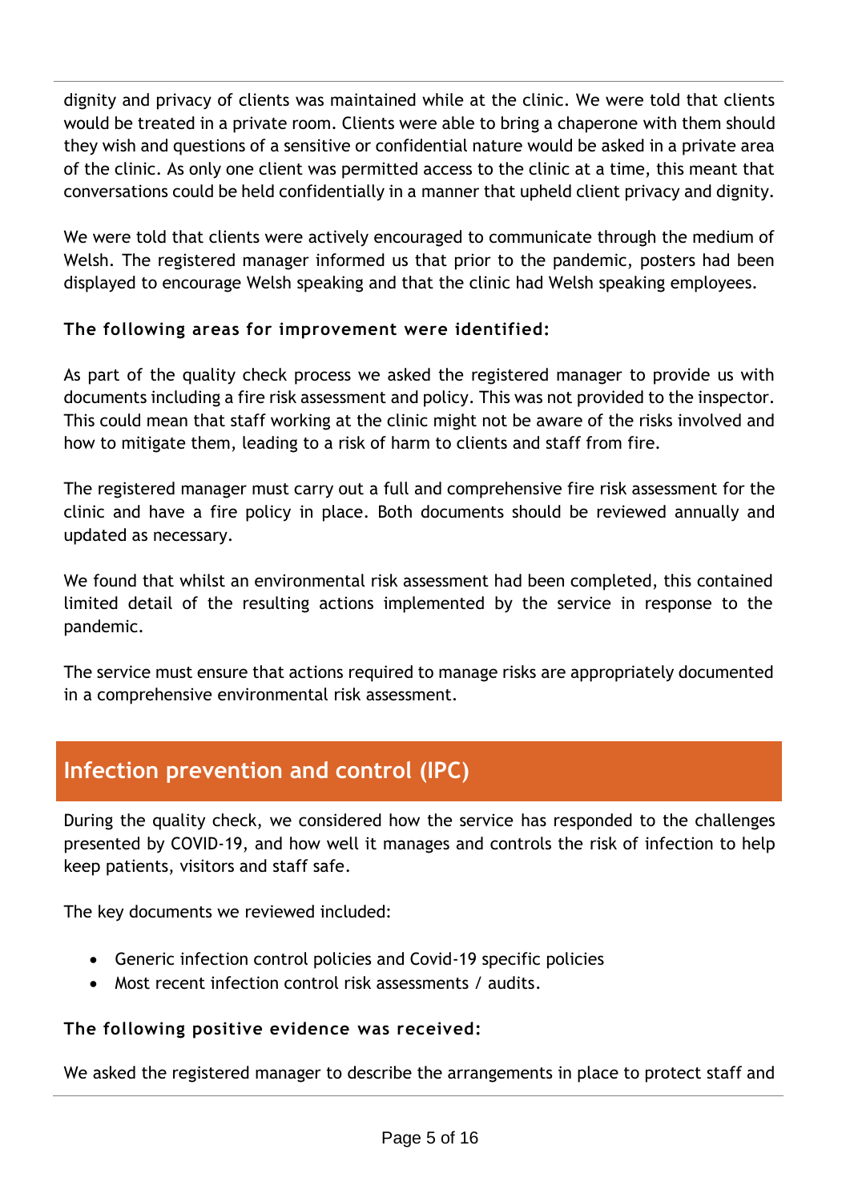dignity and privacy of clients was maintained while at the clinic. We were told that clients would be treated in a private room. Clients were able to bring a chaperone with them should they wish and questions of a sensitive or confidential nature would be asked in a private area of the clinic. As only one client was permitted access to the clinic at a time, this meant that conversations could be held confidentially in a manner that upheld client privacy and dignity.

We were told that clients were actively encouraged to communicate through the medium of Welsh. The registered manager informed us that prior to the pandemic, posters had been displayed to encourage Welsh speaking and that the clinic had Welsh speaking employees.

**The following areas for improvement were identified:**

As part of the quality check process we asked the registered manager to provide us with documents including a fire risk assessment and policy. This was not provided to the inspector. This could mean that staff working at the clinic might not be aware of the risks involved and how to mitigate them, leading to a risk of harm to clients and staff from fire.

The registered manager must carry out a full and comprehensive fire risk assessment for the clinic and have a fire policy in place. Both documents should be reviewed annually and updated as necessary.

We found that whilst an environmental risk assessment had been completed, this contained limited detail of the resulting actions implemented by the service in response to the pandemic.

The service must ensure that actions required to manage risks are appropriately documented in a comprehensive environmental risk assessment.

## Infection prevention and control (IPC)

During the quality check, we considered how the service has responded to the challenges presented by COVID-19, and how well it manages and controls the risk of infection to help keep patients, visitors and staff safe.

The key documents we reviewed included:

- Generic infection control policies and Covid-19 specific policies
- Most recent infection control risk assessments / audits.

**The following positive evidence was received:**

We asked the registered manager to describe the arrangements in place to protect staff and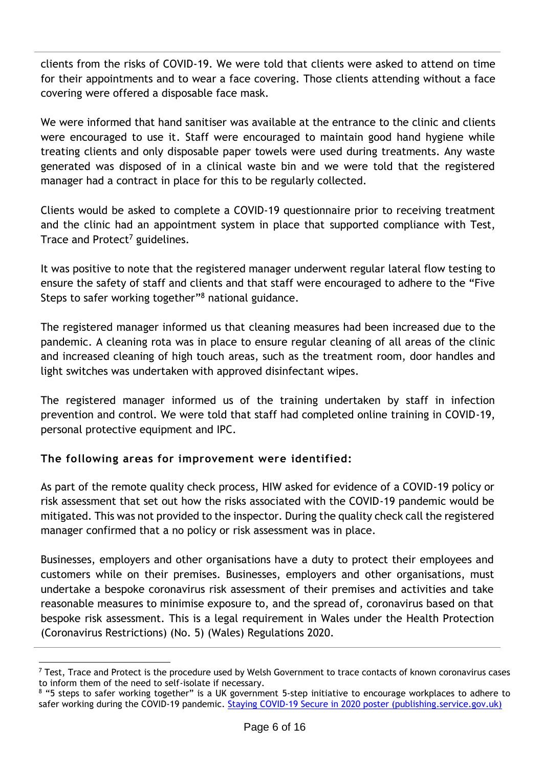clients from the risks of COVID-19. We were told that clients were asked to attend on time for their appointments and to wear a face covering. Those clients attending without a face covering were offered a disposable face mask.

We were informed that hand sanitiser was available at the entrance to the clinic and clients were encouraged to use it. Staff were encouraged to maintain good hand hygiene while treating clients and only disposable paper towels were used during treatments. Any waste generated was disposed of in a clinical waste bin and we were told that the registered manager had a contract in place for this to be regularly collected.

Clients would be asked to complete a COVID-19 questionnaire prior to receiving treatment and the clinic had an appointment system in place that supported compliance with Test, Trace and Protect[7] guidelines.

It was positive to note that the registered manager underwent regular lateral flow testing to ensure the safety of staff and clients and that staff were encouraged to adhere to the "Five Steps to safer working together"[8] national guidance.

The registered manager informed us that cleaning measures had been increased due to the pandemic. A cleaning rota was in place to ensure regular cleaning of all areas of the clinic and increased cleaning of high touch areas, such as the treatment room, door handles and light switches was undertaken with approved disinfectant wipes.

The registered manager informed us of the training undertaken by staff in infection prevention and control. We were told that staff had completed online training in COVID-19, personal protective equipment and IPC.

**The following areas for improvement were identified:**

As part of the remote quality check process, HIW asked for evidence of a COVID-19 policy or risk assessment that set out how the risks associated with the COVID-19 pandemic would be mitigated. This was not provided to the inspector. During the quality check call the registered manager confirmed that a no policy or risk assessment was in place.

Businesses, employers and other organisations have a duty to protect their employees and customers while on their premises. Businesses, employers and other organisations, must undertake a bespoke coronavirus risk assessment of their premises and activities and take reasonable measures to minimise exposure to, and the spread of, coronavirus based on that bespoke risk assessment. This is a legal requirement in Wales under the Health Protection (Coronavirus Restrictions) (No. 5) (Wales) Regulations 2020.

---

[7] Test, Trace and Protect is the procedure used by Welsh Government to trace contacts of known coronavirus cases to inform them of the need to self-isolate if necessary.

[8] "5 steps to safer working together" is a UK government 5-step initiative to encourage workplaces to adhere to safer working during the COVID-19 pandemic. Staying COVID-19 Secure in 2020 poster (publishing.service.gov.uk)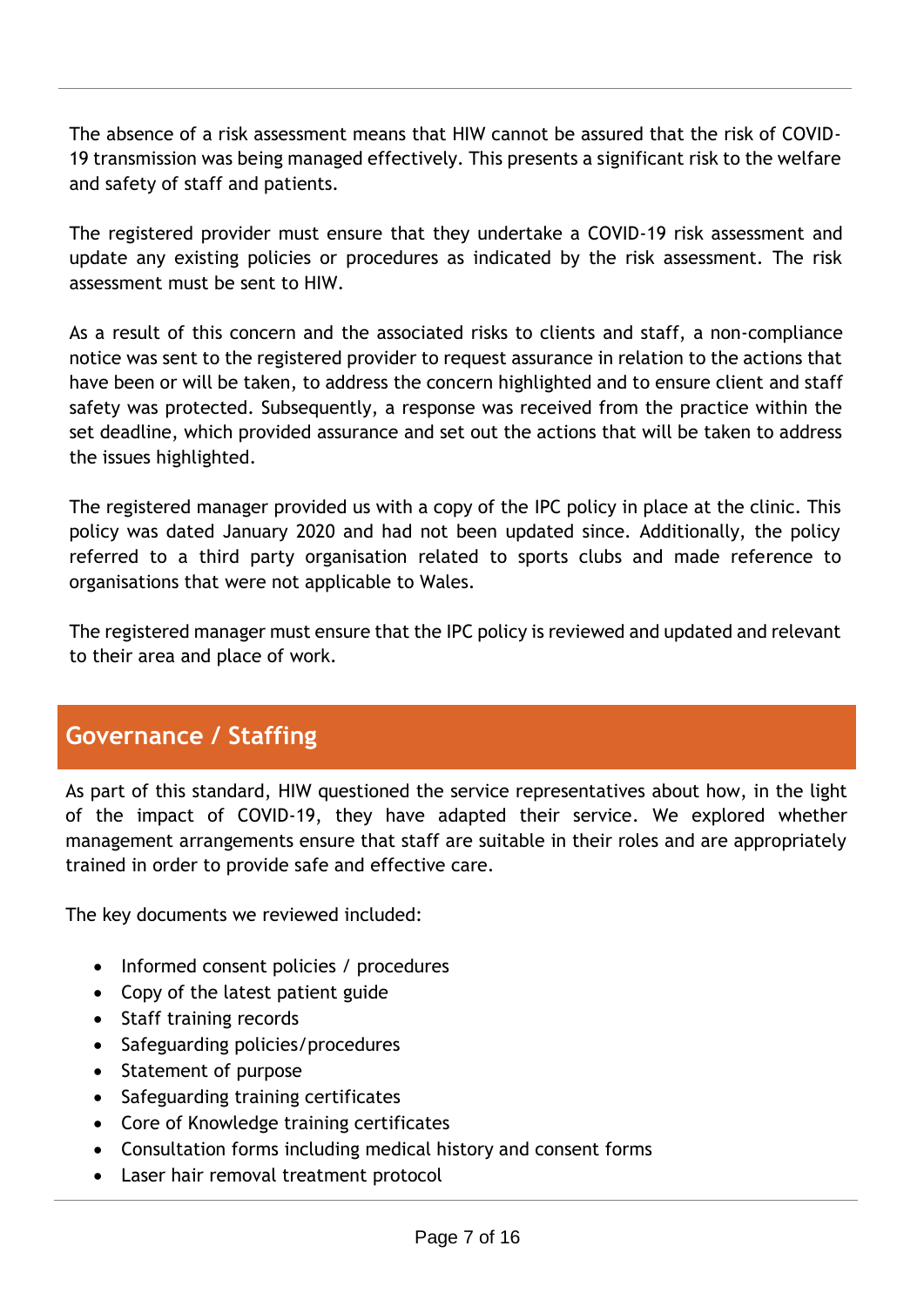The absence of a risk assessment means that HIW cannot be assured that the risk of COVID-19 transmission was being managed effectively. This presents a significant risk to the welfare and safety of staff and patients.

The registered provider must ensure that they undertake a COVID-19 risk assessment and update any existing policies or procedures as indicated by the risk assessment. The risk assessment must be sent to HIW.

As a result of this concern and the associated risks to clients and staff, a non-compliance notice was sent to the registered provider to request assurance in relation to the actions that have been or will be taken, to address the concern highlighted and to ensure client and staff safety was protected. Subsequently, a response was received from the practice within the set deadline, which provided assurance and set out the actions that will be taken to address the issues highlighted.

The registered manager provided us with a copy of the IPC policy in place at the clinic. This policy was dated January 2020 and had not been updated since. Additionally, the policy referred to a third party organisation related to sports clubs and made reference to organisations that were not applicable to Wales.

The registered manager must ensure that the IPC policy is reviewed and updated and relevant to their area and place of work.

## Governance / Staffing

As part of this standard, HIW questioned the service representatives about how, in the light of the impact of COVID-19, they have adapted their service. We explored whether management arrangements ensure that staff are suitable in their roles and are appropriately trained in order to provide safe and effective care.

The key documents we reviewed included:

- Informed consent policies / procedures
- Copy of the latest patient guide
- Staff training records
- Safeguarding policies/procedures
- Statement of purpose
- Safeguarding training certificates
- Core of Knowledge training certificates
- Consultation forms including medical history and consent forms
- Laser hair removal treatment protocol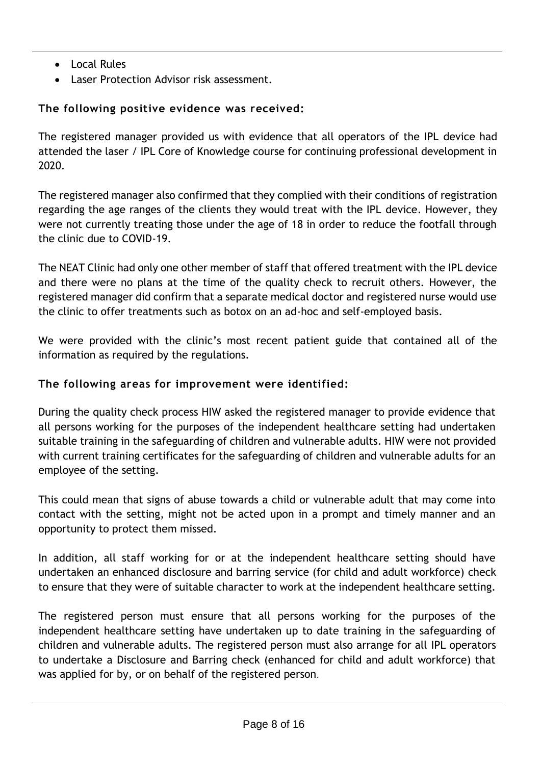- Local Rules
- Laser Protection Advisor risk assessment.

### The following positive evidence was received:

The registered manager provided us with evidence that all operators of the IPL device had attended the laser / IPL Core of Knowledge course for continuing professional development in 2020.

The registered manager also confirmed that they complied with their conditions of registration regarding the age ranges of the clients they would treat with the IPL device. However, they were not currently treating those under the age of 18 in order to reduce the footfall through the clinic due to COVID-19.

The NEAT Clinic had only one other member of staff that offered treatment with the IPL device and there were no plans at the time of the quality check to recruit others. However, the registered manager did confirm that a separate medical doctor and registered nurse would use the clinic to offer treatments such as botox on an ad-hoc and self-employed basis.

We were provided with the clinic's most recent patient guide that contained all of the information as required by the regulations.

### The following areas for improvement were identified:

During the quality check process HIW asked the registered manager to provide evidence that all persons working for the purposes of the independent healthcare setting had undertaken suitable training in the safeguarding of children and vulnerable adults. HIW were not provided with current training certificates for the safeguarding of children and vulnerable adults for an employee of the setting.

This could mean that signs of abuse towards a child or vulnerable adult that may come into contact with the setting, might not be acted upon in a prompt and timely manner and an opportunity to protect them missed.

In addition, all staff working for or at the independent healthcare setting should have undertaken an enhanced disclosure and barring service (for child and adult workforce) check to ensure that they were of suitable character to work at the independent healthcare setting.

The registered person must ensure that all persons working for the purposes of the independent healthcare setting have undertaken up to date training in the safeguarding of children and vulnerable adults. The registered person must also arrange for all IPL operators to undertake a Disclosure and Barring check (enhanced for child and adult workforce) that was applied for by, or on behalf of the registered person.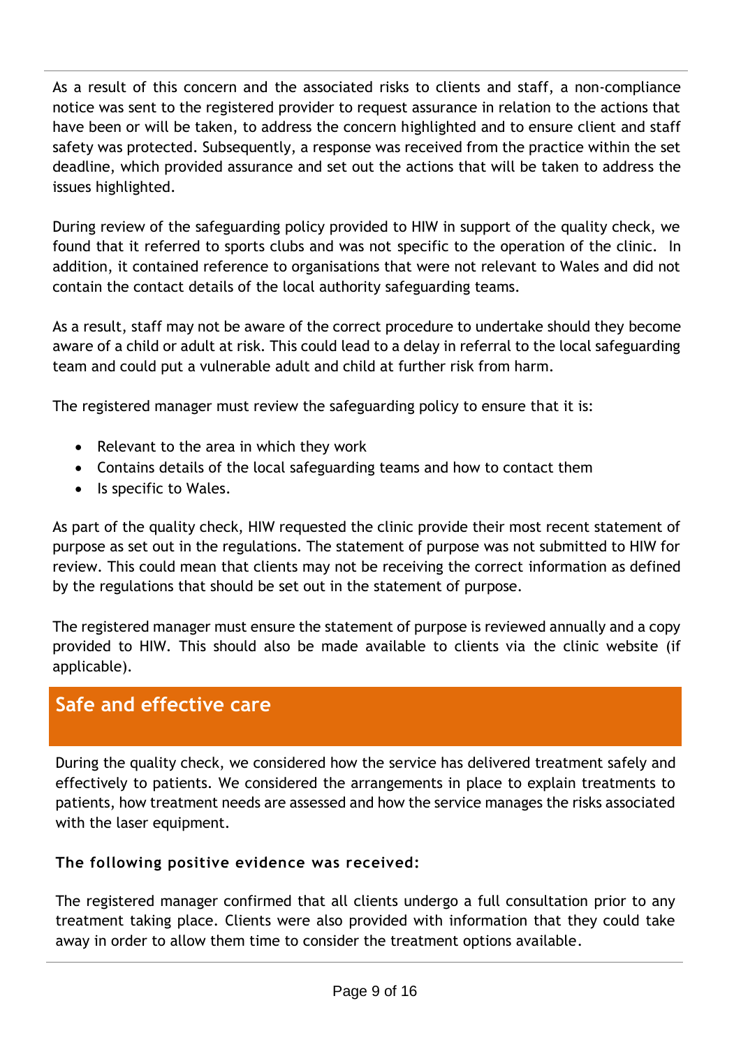As a result of this concern and the associated risks to clients and staff, a non-compliance notice was sent to the registered provider to request assurance in relation to the actions that have been or will be taken, to address the concern highlighted and to ensure client and staff safety was protected. Subsequently, a response was received from the practice within the set deadline, which provided assurance and set out the actions that will be taken to address the issues highlighted.

During review of the safeguarding policy provided to HIW in support of the quality check, we found that it referred to sports clubs and was not specific to the operation of the clinic. In addition, it contained reference to organisations that were not relevant to Wales and did not contain the contact details of the local authority safeguarding teams.

As a result, staff may not be aware of the correct procedure to undertake should they become aware of a child or adult at risk. This could lead to a delay in referral to the local safeguarding team and could put a vulnerable adult and child at further risk from harm.

The registered manager must review the safeguarding policy to ensure that it is:

- Relevant to the area in which they work
- Contains details of the local safeguarding teams and how to contact them
- Is specific to Wales.

As part of the quality check, HIW requested the clinic provide their most recent statement of purpose as set out in the regulations. The statement of purpose was not submitted to HIW for review. This could mean that clients may not be receiving the correct information as defined by the regulations that should be set out in the statement of purpose.

The registered manager must ensure the statement of purpose is reviewed annually and a copy provided to HIW. This should also be made available to clients via the clinic website (if applicable).

## Safe and effective care

During the quality check, we considered how the service has delivered treatment safely and effectively to patients. We considered the arrangements in place to explain treatments to patients, how treatment needs are assessed and how the service manages the risks associated with the laser equipment.

### The following positive evidence was received:

The registered manager confirmed that all clients undergo a full consultation prior to any treatment taking place. Clients were also provided with information that they could take away in order to allow them time to consider the treatment options available.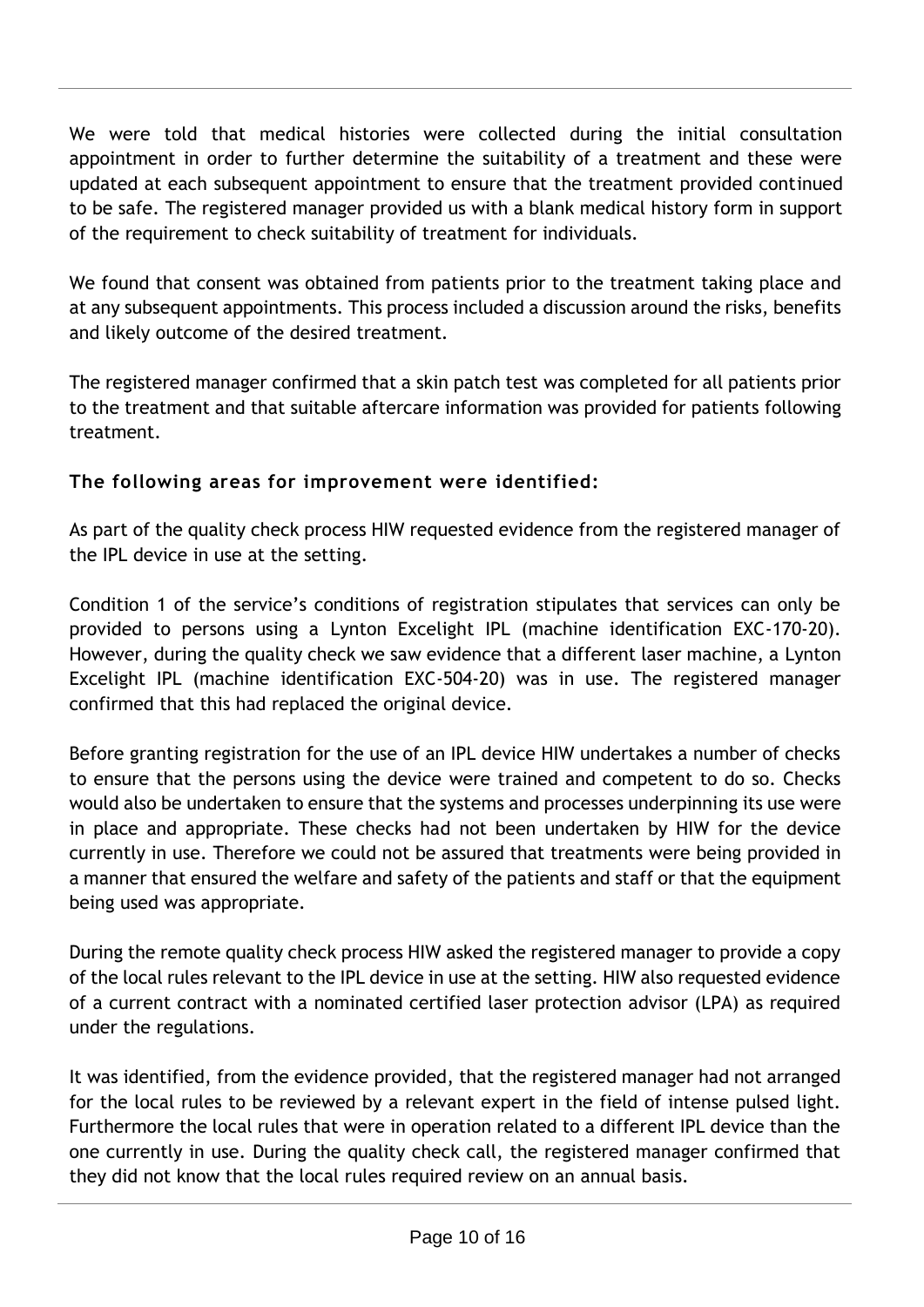We were told that medical histories were collected during the initial consultation appointment in order to further determine the suitability of a treatment and these were updated at each subsequent appointment to ensure that the treatment provided continued to be safe. The registered manager provided us with a blank medical history form in support of the requirement to check suitability of treatment for individuals.

We found that consent was obtained from patients prior to the treatment taking place and at any subsequent appointments. This process included a discussion around the risks, benefits and likely outcome of the desired treatment.

The registered manager confirmed that a skin patch test was completed for all patients prior to the treatment and that suitable aftercare information was provided for patients following treatment.

### The following areas for improvement were identified:

As part of the quality check process HIW requested evidence from the registered manager of the IPL device in use at the setting.

Condition 1 of the service's conditions of registration stipulates that services can only be provided to persons using a Lynton Excelight IPL (machine identification EXC-170-20). However, during the quality check we saw evidence that a different laser machine, a Lynton Excelight IPL (machine identification EXC-504-20) was in use. The registered manager confirmed that this had replaced the original device.

Before granting registration for the use of an IPL device HIW undertakes a number of checks to ensure that the persons using the device were trained and competent to do so. Checks would also be undertaken to ensure that the systems and processes underpinning its use were in place and appropriate. These checks had not been undertaken by HIW for the device currently in use. Therefore we could not be assured that treatments were being provided in a manner that ensured the welfare and safety of the patients and staff or that the equipment being used was appropriate.

During the remote quality check process HIW asked the registered manager to provide a copy of the local rules relevant to the IPL device in use at the setting. HIW also requested evidence of a current contract with a nominated certified laser protection advisor (LPA) as required under the regulations.

It was identified, from the evidence provided, that the registered manager had not arranged for the local rules to be reviewed by a relevant expert in the field of intense pulsed light. Furthermore the local rules that were in operation related to a different IPL device than the one currently in use. During the quality check call, the registered manager confirmed that they did not know that the local rules required review on an annual basis.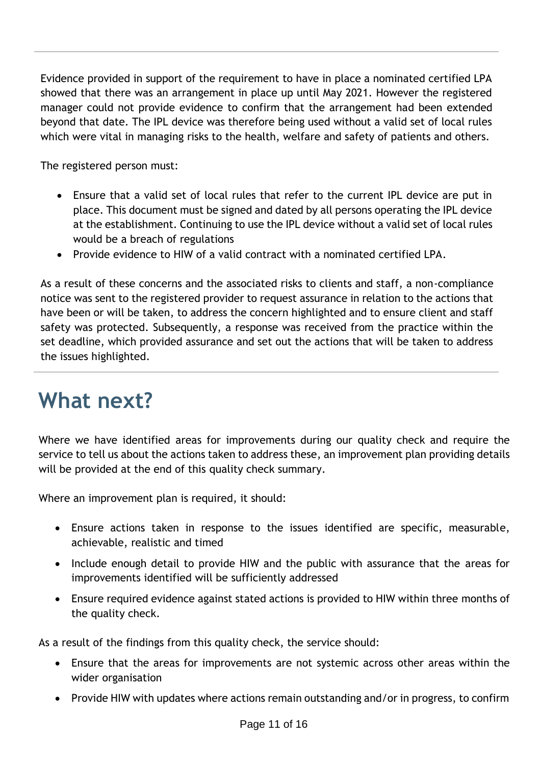Evidence provided in support of the requirement to have in place a nominated certified LPA showed that there was an arrangement in place up until May 2021. However the registered manager could not provide evidence to confirm that the arrangement had been extended beyond that date. The IPL device was therefore being used without a valid set of local rules which were vital in managing risks to the health, welfare and safety of patients and others.

The registered person must:

- Ensure that a valid set of local rules that refer to the current IPL device are put in place. This document must be signed and dated by all persons operating the IPL device at the establishment. Continuing to use the IPL device without a valid set of local rules would be a breach of regulations
- Provide evidence to HIW of a valid contract with a nominated certified LPA.

As a result of these concerns and the associated risks to clients and staff, a non-compliance notice was sent to the registered provider to request assurance in relation to the actions that have been or will be taken, to address the concern highlighted and to ensure client and staff safety was protected. Subsequently, a response was received from the practice within the set deadline, which provided assurance and set out the actions that will be taken to address the issues highlighted.

# What next?

Where we have identified areas for improvements during our quality check and require the service to tell us about the actions taken to address these, an improvement plan providing details will be provided at the end of this quality check summary.

Where an improvement plan is required, it should:

- Ensure actions taken in response to the issues identified are specific, measurable, achievable, realistic and timed
- Include enough detail to provide HIW and the public with assurance that the areas for improvements identified will be sufficiently addressed
- Ensure required evidence against stated actions is provided to HIW within three months of the quality check.

As a result of the findings from this quality check, the service should:

- Ensure that the areas for improvements are not systemic across other areas within the wider organisation
- Provide HIW with updates where actions remain outstanding and/or in progress, to confirm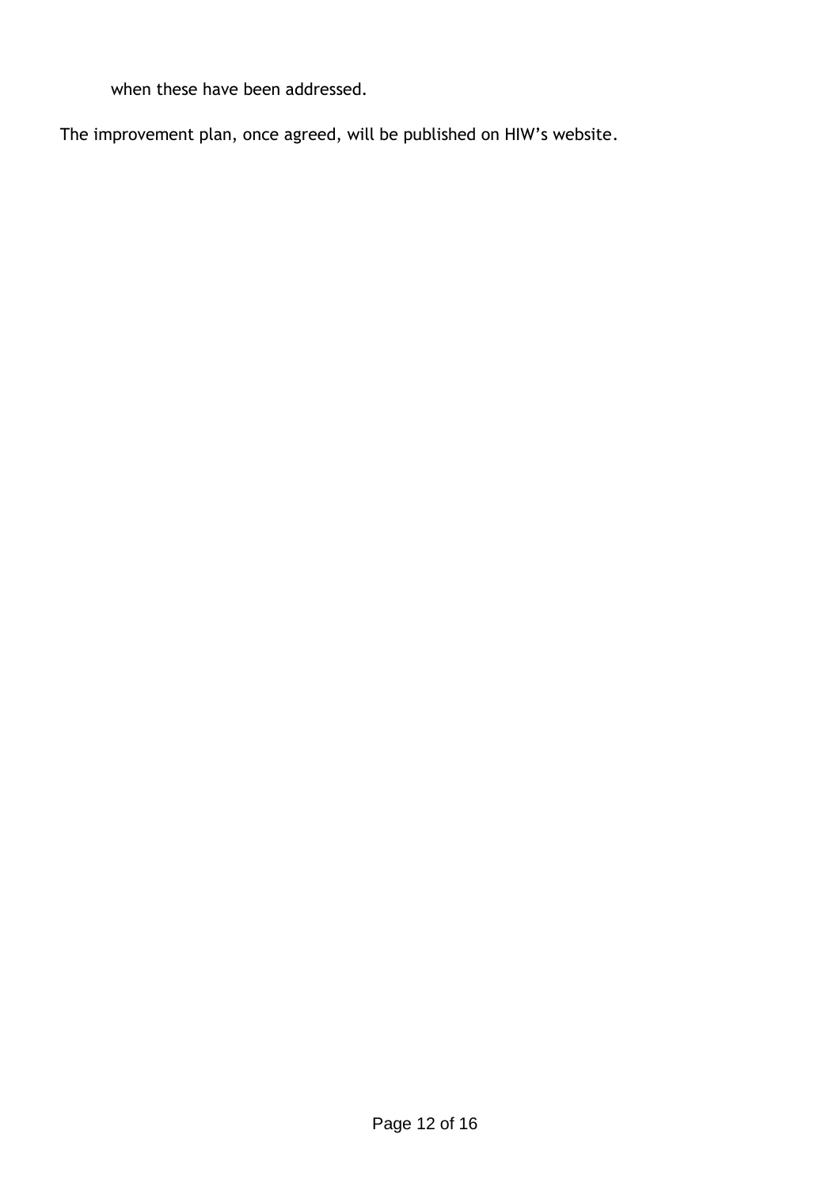when these have been addressed.

The improvement plan, once agreed, will be published on HIW's website.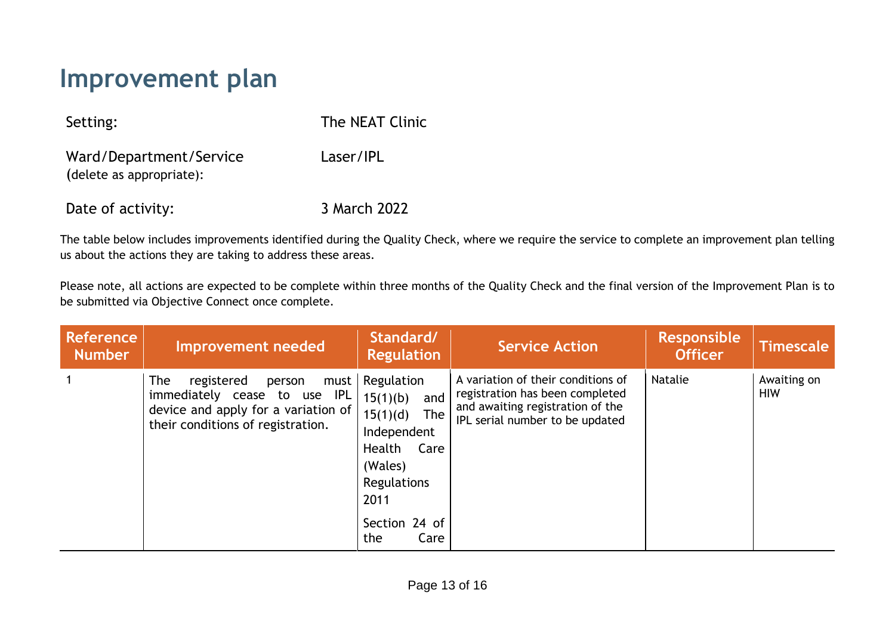# Improvement plan

| | |
|---|---|
| Setting: | The NEAT Clinic |
| Ward/Department/Service (delete as appropriate): | Laser/IPL |
| Date of activity: | 3 March 2022 |

The table below includes improvements identified during the Quality Check, where we require the service to complete an improvement plan telling us about the actions they are taking to address these areas.

Please note, all actions are expected to be complete within three months of the Quality Check and the final version of the Improvement Plan is to be submitted via Objective Connect once complete.

| Reference Number | Improvement needed | Standard/ Regulation | Service Action | Responsible Officer | Timescale |
|---|---|---|---|---|---|
| 1 | The registered person must immediately cease to use IPL device and apply for a variation of their conditions of registration. | Regulation 15(1)(b) and 15(1)(d) The Independent Health Care (Wales) Regulations 2011<br><br>Section 24 of the Care | A variation of their conditions of registration has been completed and awaiting registration of the IPL serial number to be updated | Natalie | Awaiting on HIW |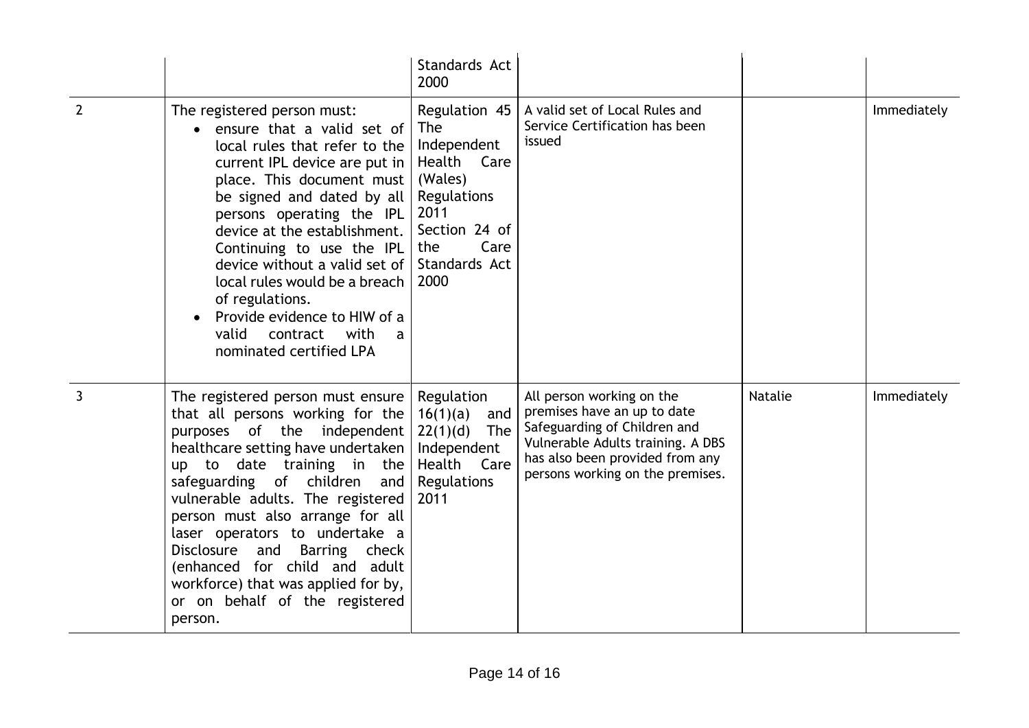| | | | | | |
|---|---|---|---|---|---|
| | | Standards Act 2000 | | | |
| 2 | The registered person must:<br>• ensure that a valid set of local rules that refer to the current IPL device are put in place. This document must be signed and dated by all persons operating the IPL device at the establishment. Continuing to use the IPL device without a valid set of local rules would be a breach of regulations.<br>• Provide evidence to HIW of a valid contract with a nominated certified LPA | Regulation 45 The Independent Health Care (Wales) Regulations 2011 Section 24 of the Care Standards Act 2000 | A valid set of Local Rules and Service Certification has been issued | | Immediately |
| 3 | The registered person must ensure that all persons working for the purposes of the independent healthcare setting have undertaken up to date training in the safeguarding of children and vulnerable adults. The registered person must also arrange for all laser operators to undertake a Disclosure and Barring check (enhanced for child and adult workforce) that was applied for by, or on behalf of the registered person. | Regulation 16(1)(a) and 22(1)(d) The Independent Health Care Regulations 2011 | All person working on the premises have an up to date Safeguarding of Children and Vulnerable Adults training. A DBS has also been provided from any persons working on the premises. | Natalie | Immediately |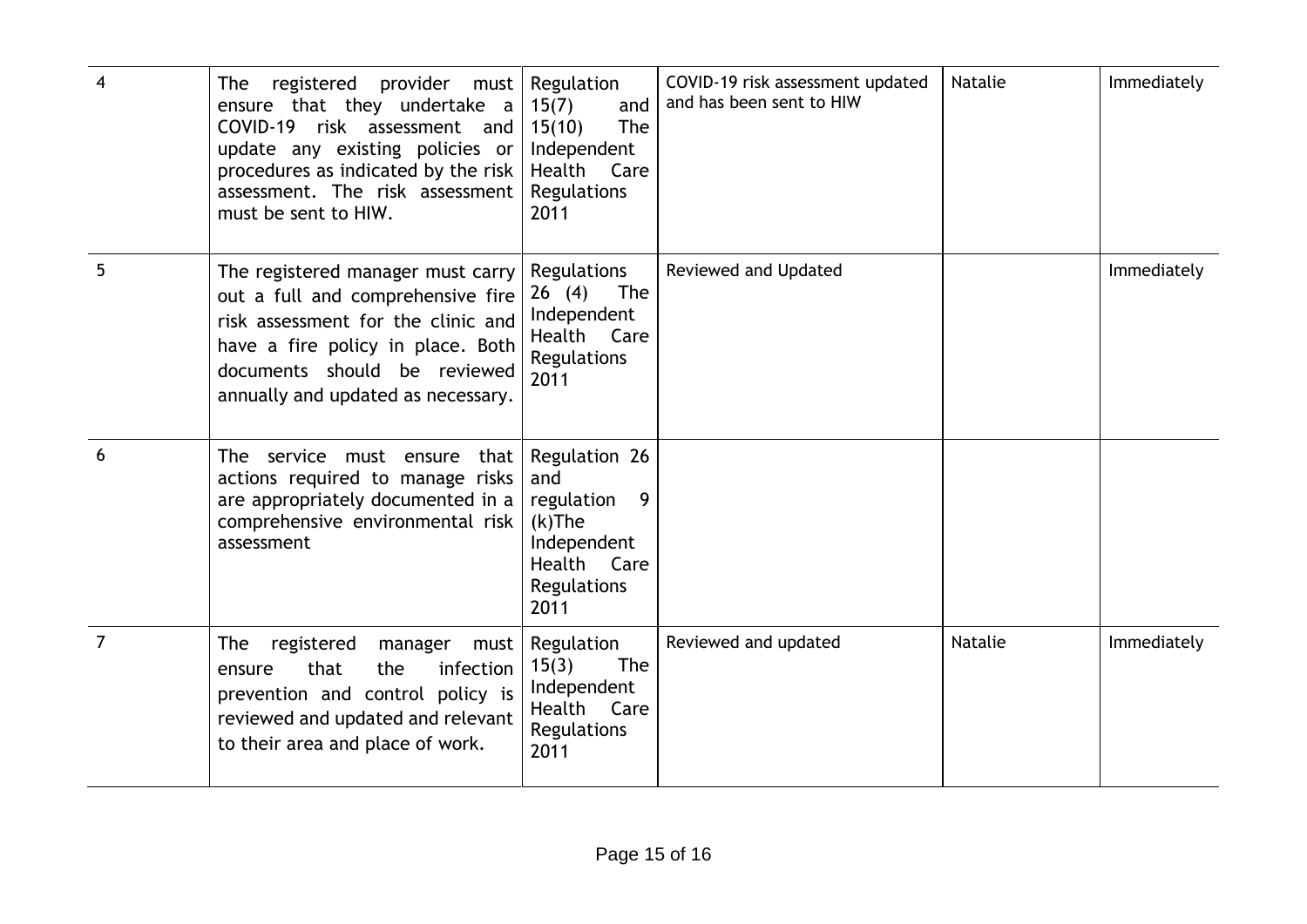| 4 | The registered provider must ensure that they undertake a COVID-19 risk assessment and update any existing policies or procedures as indicated by the risk assessment. The risk assessment must be sent to HIW. | Regulation 15(7) and 15(10) The Independent Health Care Regulations 2011 | COVID-19 risk assessment updated and has been sent to HIW | Natalie | Immediately |
|---|---|---|---|---|---|
| 5 | The registered manager must carry out a full and comprehensive fire risk assessment for the clinic and have a fire policy in place. Both documents should be reviewed annually and updated as necessary. | Regulations 26 (4) The Independent Health Care Regulations 2011 | Reviewed and Updated | | Immediately |
| 6 | The service must ensure that actions required to manage risks are appropriately documented in a comprehensive environmental risk assessment | Regulation 26 and regulation 9 (k)The Independent Health Care Regulations 2011 | | | |
| 7 | The registered manager must ensure that the infection prevention and control policy is reviewed and updated and relevant to their area and place of work. | Regulation 15(3) The Independent Health Care Regulations 2011 | Reviewed and updated | Natalie | Immediately |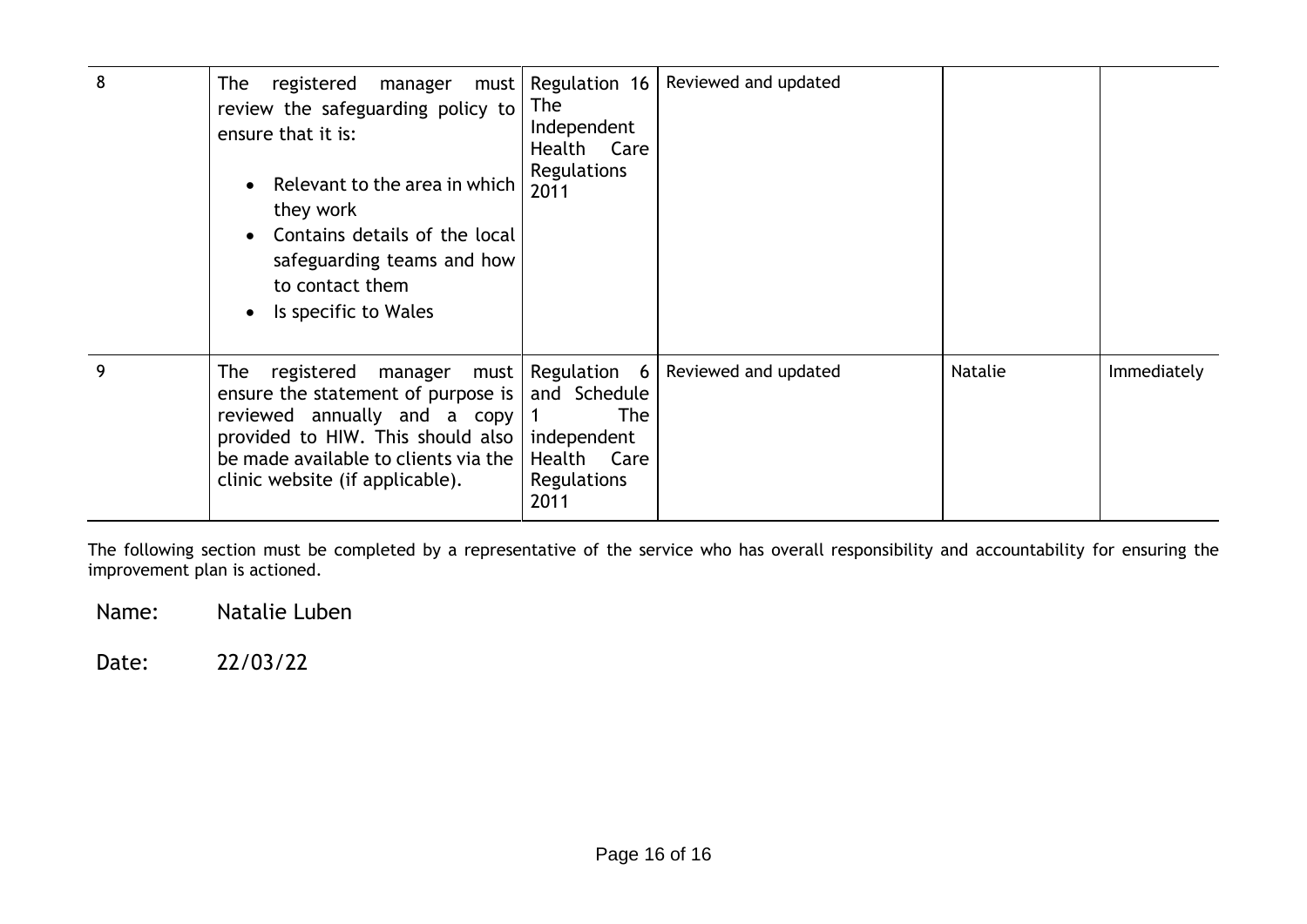| | | | | | |
|---|---|---|---|---|---|
| 8 | The registered manager must review the safeguarding policy to ensure that it is:<br><br>• Relevant to the area in which they work<br>• Contains details of the local safeguarding teams and how to contact them<br>• Is specific to Wales | Regulation 16 The Independent Health Care Regulations 2011 | Reviewed and updated | | |
| 9 | The registered manager must ensure the statement of purpose is reviewed annually and a copy provided to HIW. This should also be made available to clients via the clinic website (if applicable). | Regulation 6 and Schedule 1 The independent Health Care Regulations 2011 | Reviewed and updated | Natalie | Immediately |

The following section must be completed by a representative of the service who has overall responsibility and accountability for ensuring the improvement plan is actioned.

Name: Natalie Luben

Date: 22/03/22